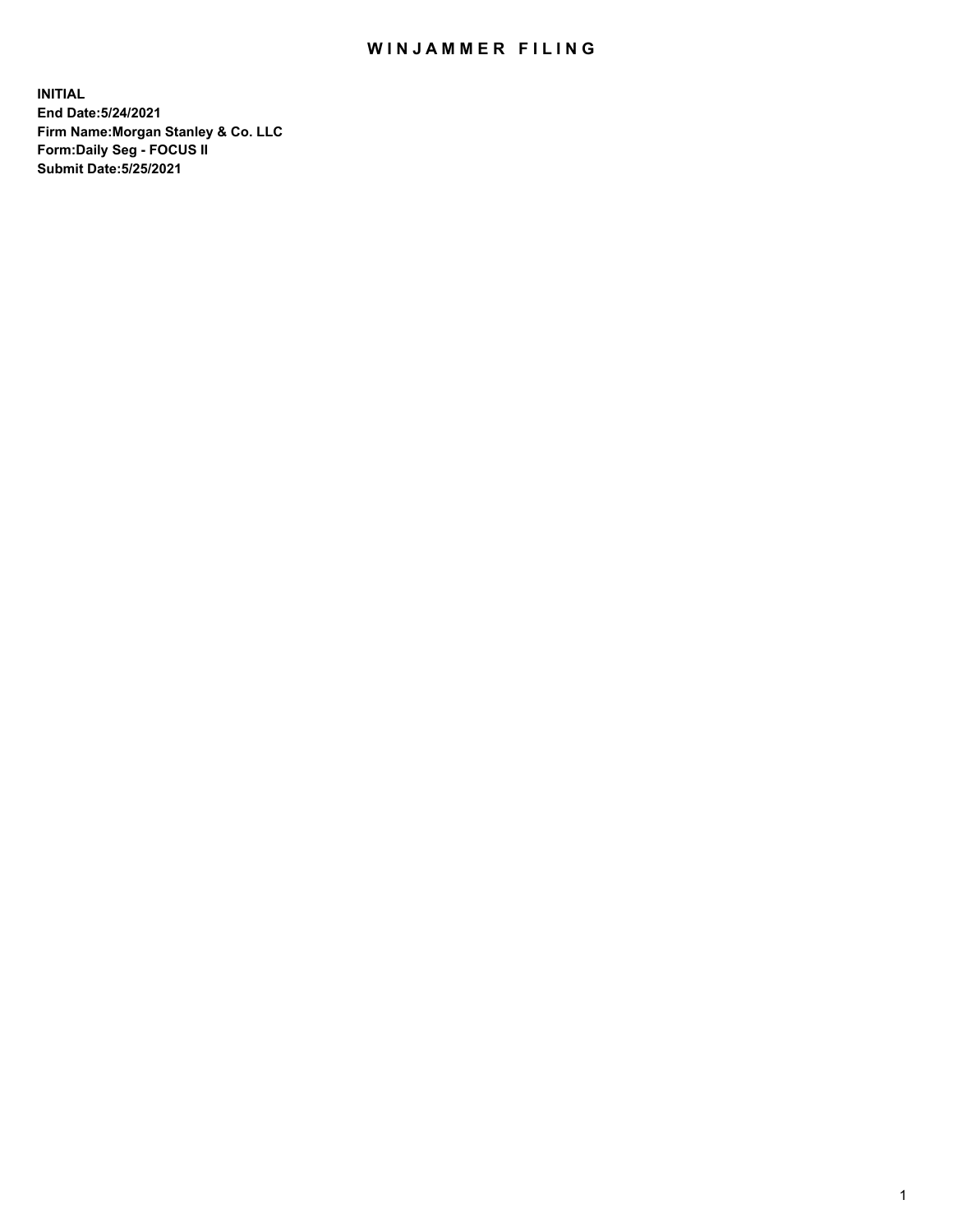# WINJAMMER FILING

**INITIAL**
**End Date:5/24/2021**
**Firm Name:Morgan Stanley & Co. LLC**
**Form:Daily Seg - FOCUS II**
**Submit Date:5/25/2021**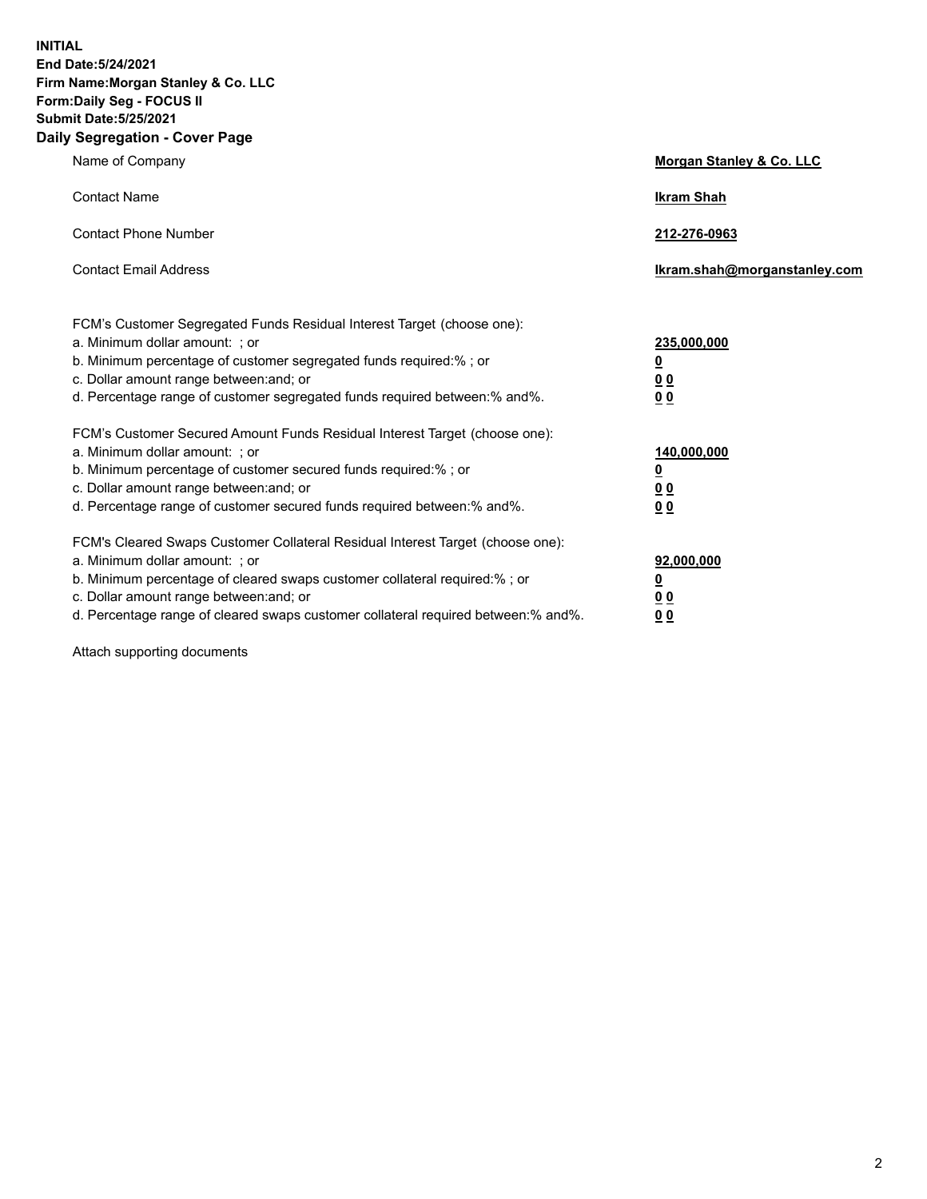**INITIAL**
**End Date:5/24/2021**
**Firm Name:Morgan Stanley & Co. LLC**
**Form:Daily Seg - FOCUS II**
**Submit Date:5/25/2021**

## Daily Segregation - Cover Page

| | |
|---|---|
| Name of Company | **Morgan Stanley & Co. LLC** |
| Contact Name | **Ikram Shah** |
| Contact Phone Number | **212-276-0963** |
| Contact Email Address | **Ikram.shah@morganstanley.com** |

| | |
|---|---|
| FCM's Customer Segregated Funds Residual Interest Target (choose one): | |
| a. Minimum dollar amount: ; or | **235,000,000** |
| b. Minimum percentage of customer segregated funds required:% ; or | **0** |
| c. Dollar amount range between:and; or | **0 0** |
| d. Percentage range of customer segregated funds required between:% and%. | **0 0** |
| FCM's Customer Secured Amount Funds Residual Interest Target (choose one): | |
| a. Minimum dollar amount: ; or | **140,000,000** |
| b. Minimum percentage of customer secured funds required:% ; or | **0** |
| c. Dollar amount range between:and; or | **0 0** |
| d. Percentage range of customer secured funds required between:% and%. | **0 0** |
| FCM's Cleared Swaps Customer Collateral Residual Interest Target (choose one): | |
| a. Minimum dollar amount: ; or | **92,000,000** |
| b. Minimum percentage of cleared swaps customer collateral required:% ; or | **0** |
| c. Dollar amount range between:and; or | **0 0** |
| d. Percentage range of cleared swaps customer collateral required between:% and%. | **0 0** |

Attach supporting documents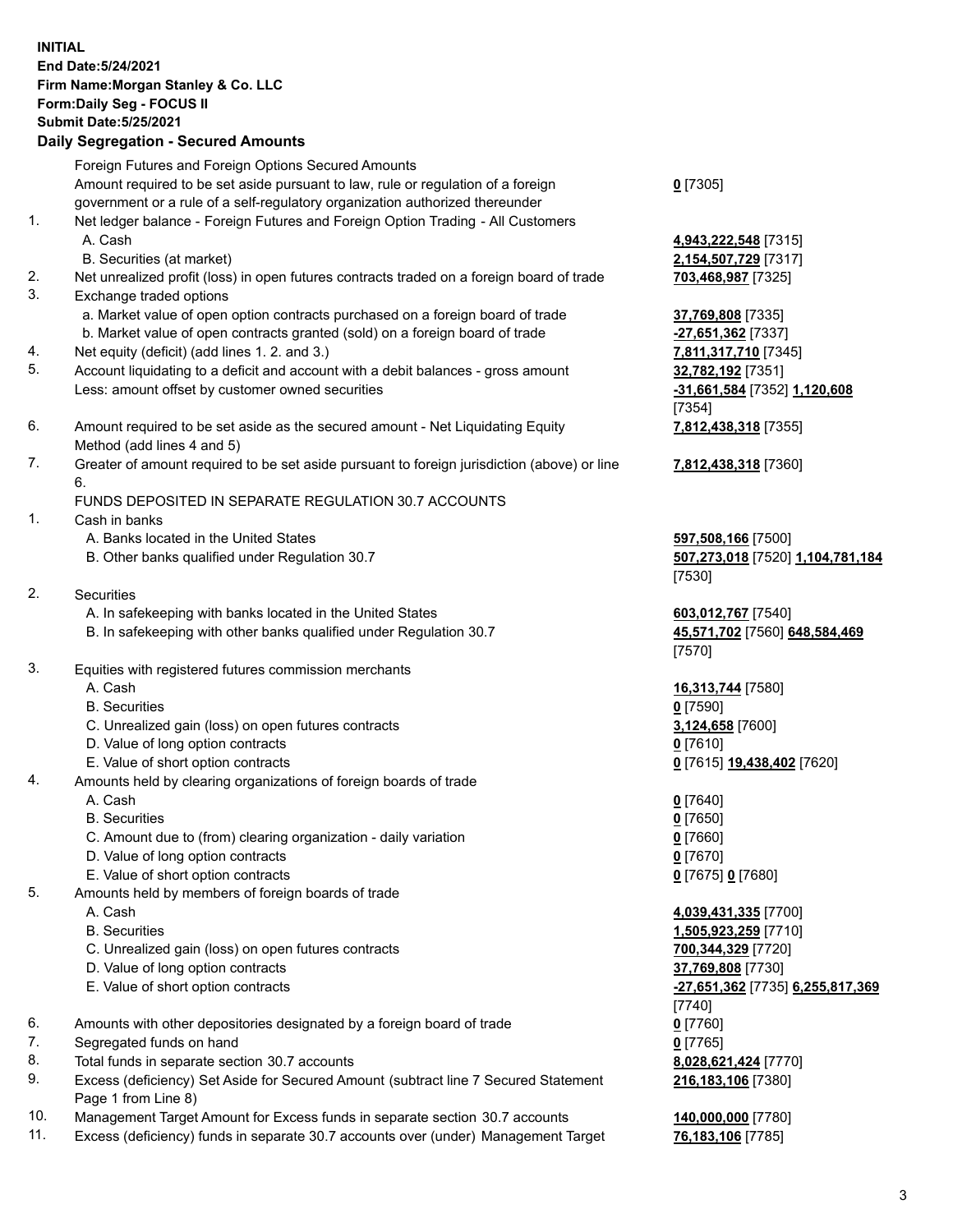**INITIAL**
**End Date:5/24/2021**
**Firm Name:Morgan Stanley & Co. LLC**
**Form:Daily Seg - FOCUS II**
**Submit Date:5/25/2021**

## Daily Segregation - Secured Amounts

| | | |
|---|---|---|
| | Foreign Futures and Foreign Options Secured Amounts | |
| | Amount required to be set aside pursuant to law, rule or regulation of a foreign government or a rule of a self-regulatory organization authorized thereunder | **0** [7305] |
| 1. | Net ledger balance - Foreign Futures and Foreign Option Trading - All Customers | |
| | A. Cash | **4,943,222,548** [7315] |
| | B. Securities (at market) | **2,154,507,729** [7317] |
| 2. | Net unrealized profit (loss) in open futures contracts traded on a foreign board of trade | **703,468,987** [7325] |
| 3. | Exchange traded options | |
| | a. Market value of open option contracts purchased on a foreign board of trade | **37,769,808** [7335] |
| | b. Market value of open contracts granted (sold) on a foreign board of trade | **-27,651,362** [7337] |
| 4. | Net equity (deficit) (add lines 1. 2. and 3.) | **7,811,317,710** [7345] |
| 5. | Account liquidating to a deficit and account with a debit balances - gross amount | **32,782,192** [7351] |
| | Less: amount offset by customer owned securities | **-31,661,584** [7352] **1,120,608** [7354] |
| 6. | Amount required to be set aside as the secured amount - Net Liquidating Equity Method (add lines 4 and 5) | **7,812,438,318** [7355] |
| 7. | Greater of amount required to be set aside pursuant to foreign jurisdiction (above) or line 6. | **7,812,438,318** [7360] |
| | FUNDS DEPOSITED IN SEPARATE REGULATION 30.7 ACCOUNTS | |
| 1. | Cash in banks | |
| | A. Banks located in the United States | **597,508,166** [7500] |
| | B. Other banks qualified under Regulation 30.7 | **507,273,018** [7520] **1,104,781,184** [7530] |
| 2. | Securities | |
| | A. In safekeeping with banks located in the United States | **603,012,767** [7540] |
| | B. In safekeeping with other banks qualified under Regulation 30.7 | **45,571,702** [7560] **648,584,469** [7570] |
| 3. | Equities with registered futures commission merchants | |
| | A. Cash | **16,313,744** [7580] |
| | B. Securities | **0** [7590] |
| | C. Unrealized gain (loss) on open futures contracts | **3,124,658** [7600] |
| | D. Value of long option contracts | **0** [7610] |
| | E. Value of short option contracts | **0** [7615] **19,438,402** [7620] |
| 4. | Amounts held by clearing organizations of foreign boards of trade | |
| | A. Cash | **0** [7640] |
| | B. Securities | **0** [7650] |
| | C. Amount due to (from) clearing organization - daily variation | **0** [7660] |
| | D. Value of long option contracts | **0** [7670] |
| | E. Value of short option contracts | **0** [7675] **0** [7680] |
| 5. | Amounts held by members of foreign boards of trade | |
| | A. Cash | **4,039,431,335** [7700] |
| | B. Securities | **1,505,923,259** [7710] |
| | C. Unrealized gain (loss) on open futures contracts | **700,344,329** [7720] |
| | D. Value of long option contracts | **37,769,808** [7730] |
| | E. Value of short option contracts | **-27,651,362** [7735] **6,255,817,369** [7740] |
| 6. | Amounts with other depositories designated by a foreign board of trade | **0** [7760] |
| 7. | Segregated funds on hand | **0** [7765] |
| 8. | Total funds in separate section 30.7 accounts | **8,028,621,424** [7770] |
| 9. | Excess (deficiency) Set Aside for Secured Amount (subtract line 7 Secured Statement Page 1 from Line 8) | **216,183,106** [7380] |
| 10. | Management Target Amount for Excess funds in separate section 30.7 accounts | **140,000,000** [7780] |
| 11. | Excess (deficiency) funds in separate 30.7 accounts over (under) Management Target | **76,183,106** [7785] |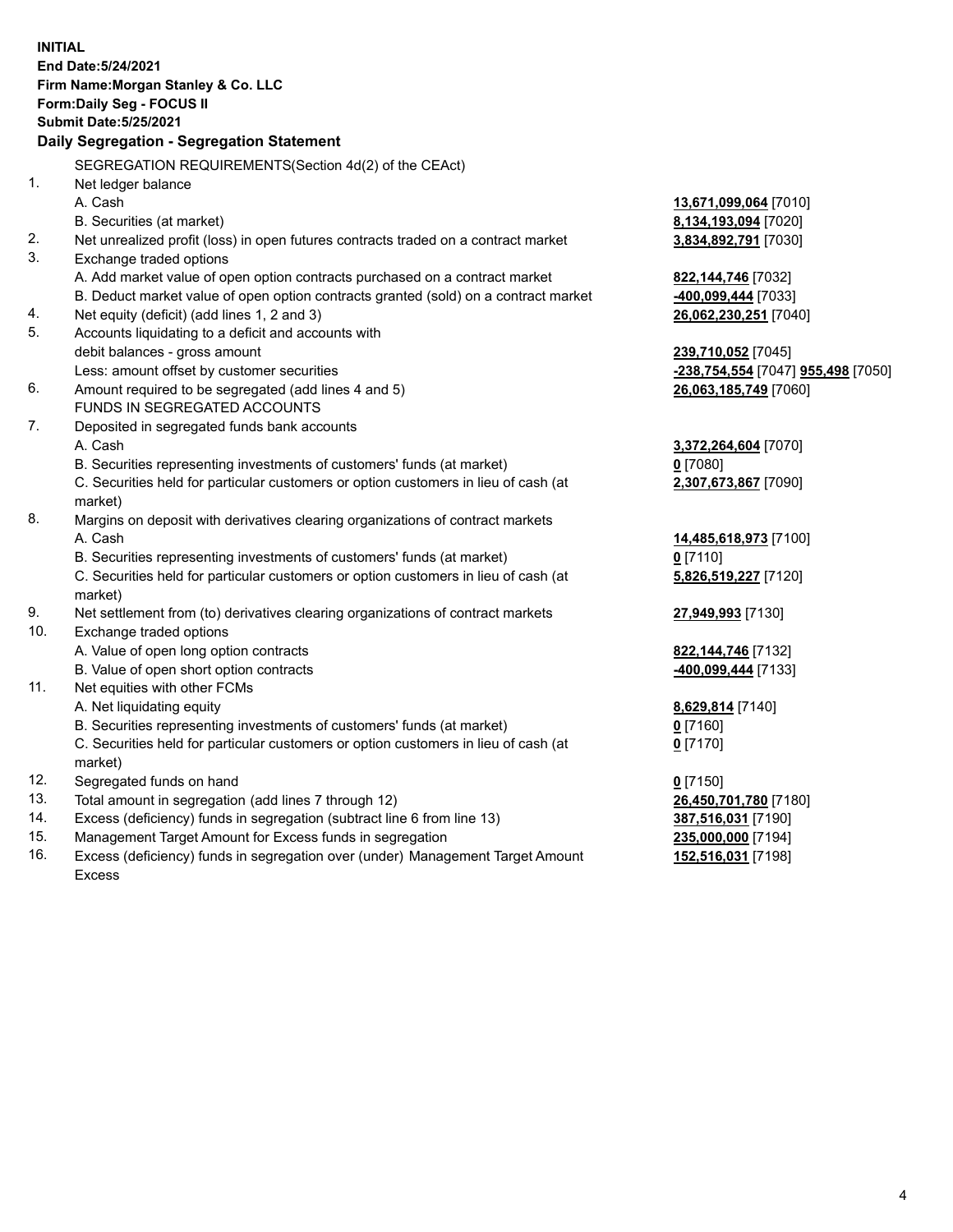**INITIAL**
**End Date:5/24/2021**
**Firm Name:Morgan Stanley & Co. LLC**
**Form:Daily Seg - FOCUS II**
**Submit Date:5/25/2021**

## Daily Segregation - Segregation Statement

SEGREGATION REQUIREMENTS(Section 4d(2) of the CEAct)

| | | |
|---|---|---|
| 1. | Net ledger balance | |
| | A. Cash | **13,671,099,064** [7010] |
| | B. Securities (at market) | **8,134,193,094** [7020] |
| 2. | Net unrealized profit (loss) in open futures contracts traded on a contract market | **3,834,892,791** [7030] |
| 3. | Exchange traded options | |
| | A. Add market value of open option contracts purchased on a contract market | **822,144,746** [7032] |
| | B. Deduct market value of open option contracts granted (sold) on a contract market | **-400,099,444** [7033] |
| 4. | Net equity (deficit) (add lines 1, 2 and 3) | **26,062,230,251** [7040] |
| 5. | Accounts liquidating to a deficit and accounts with | |
| | debit balances - gross amount | **239,710,052** [7045] |
| | Less: amount offset by customer securities | **-238,754,554** [7047] **955,498** [7050] |
| 6. | Amount required to be segregated (add lines 4 and 5) | **26,063,185,749** [7060] |
| | FUNDS IN SEGREGATED ACCOUNTS | |
| 7. | Deposited in segregated funds bank accounts | |
| | A. Cash | **3,372,264,604** [7070] |
| | B. Securities representing investments of customers' funds (at market) | **0** [7080] |
| | C. Securities held for particular customers or option customers in lieu of cash (at market) | **2,307,673,867** [7090] |
| 8. | Margins on deposit with derivatives clearing organizations of contract markets | |
| | A. Cash | **14,485,618,973** [7100] |
| | B. Securities representing investments of customers' funds (at market) | **0** [7110] |
| | C. Securities held for particular customers or option customers in lieu of cash (at market) | **5,826,519,227** [7120] |
| 9. | Net settlement from (to) derivatives clearing organizations of contract markets | **27,949,993** [7130] |
| 10. | Exchange traded options | |
| | A. Value of open long option contracts | **822,144,746** [7132] |
| | B. Value of open short option contracts | **-400,099,444** [7133] |
| 11. | Net equities with other FCMs | |
| | A. Net liquidating equity | **8,629,814** [7140] |
| | B. Securities representing investments of customers' funds (at market) | **0** [7160] |
| | C. Securities held for particular customers or option customers in lieu of cash (at market) | **0** [7170] |
| 12. | Segregated funds on hand | **0** [7150] |
| 13. | Total amount in segregation (add lines 7 through 12) | **26,450,701,780** [7180] |
| 14. | Excess (deficiency) funds in segregation (subtract line 6 from line 13) | **387,516,031** [7190] |
| 15. | Management Target Amount for Excess funds in segregation | **235,000,000** [7194] |
| 16. | Excess (deficiency) funds in segregation over (under) Management Target Amount Excess | **152,516,031** [7198] |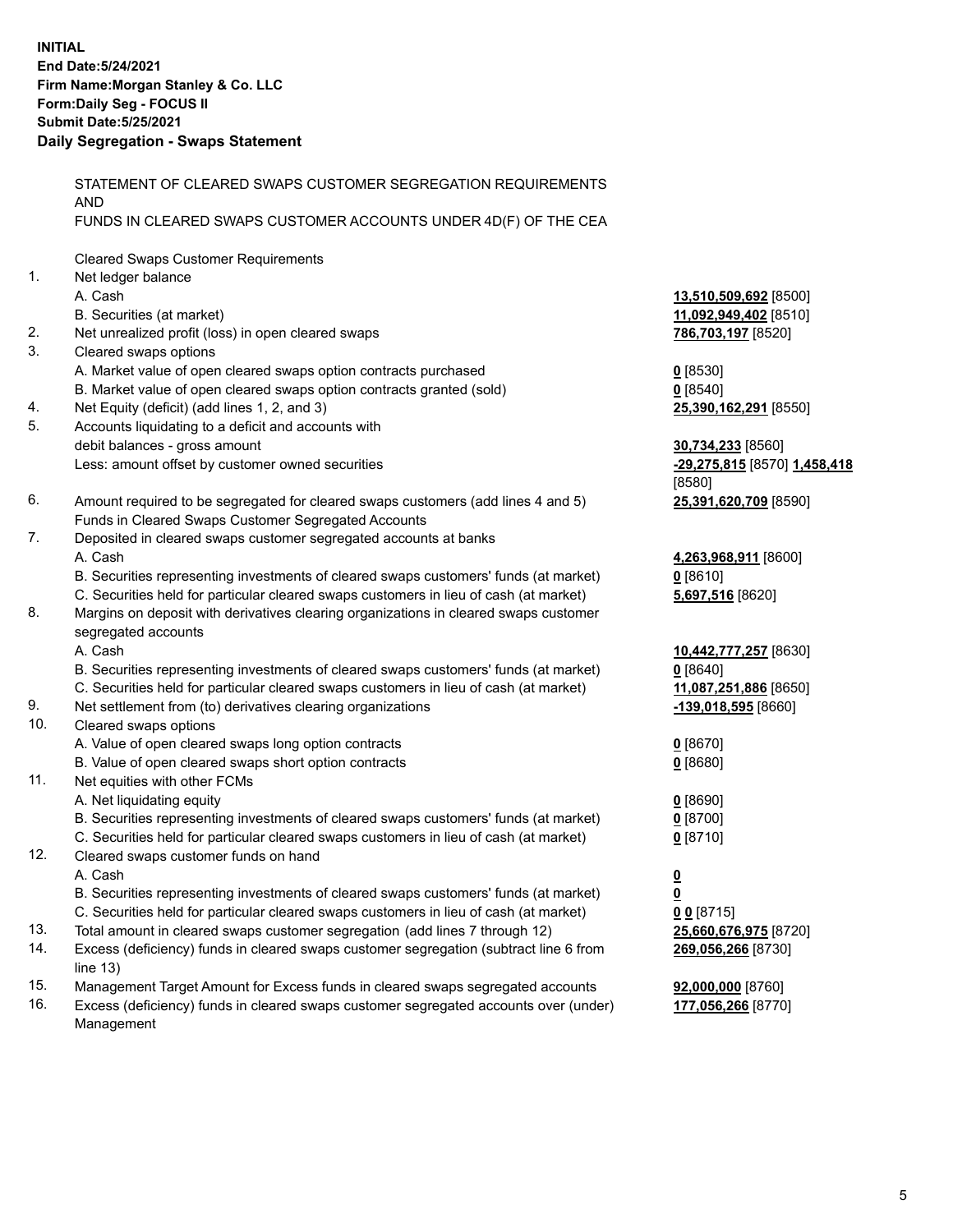**INITIAL**
**End Date:5/24/2021**
**Firm Name:Morgan Stanley & Co. LLC**
**Form:Daily Seg - FOCUS II**
**Submit Date:5/25/2021**
**Daily Segregation - Swaps Statement**

STATEMENT OF CLEARED SWAPS CUSTOMER SEGREGATION REQUIREMENTS AND
FUNDS IN CLEARED SWAPS CUSTOMER ACCOUNTS UNDER 4D(F) OF THE CEA

| | | |
|---|---|---|
| | Cleared Swaps Customer Requirements | |
| 1. | Net ledger balance | |
| | A. Cash | **13,510,509,692** [8500] |
| | B. Securities (at market) | **11,092,949,402** [8510] |
| 2. | Net unrealized profit (loss) in open cleared swaps | **786,703,197** [8520] |
| 3. | Cleared swaps options | |
| | A. Market value of open cleared swaps option contracts purchased | **0** [8530] |
| | B. Market value of open cleared swaps option contracts granted (sold) | **0** [8540] |
| 4. | Net Equity (deficit) (add lines 1, 2, and 3) | **25,390,162,291** [8550] |
| 5. | Accounts liquidating to a deficit and accounts with debit balances - gross amount | **30,734,233** [8560] |
| | Less: amount offset by customer owned securities | **-29,275,815** [8570] **1,458,418** [8580] |
| 6. | Amount required to be segregated for cleared swaps customers (add lines 4 and 5) | **25,391,620,709** [8590] |
| | Funds in Cleared Swaps Customer Segregated Accounts | |
| 7. | Deposited in cleared swaps customer segregated accounts at banks | |
| | A. Cash | **4,263,968,911** [8600] |
| | B. Securities representing investments of cleared swaps customers' funds (at market) | **0** [8610] |
| | C. Securities held for particular cleared swaps customers in lieu of cash (at market) | **5,697,516** [8620] |
| 8. | Margins on deposit with derivatives clearing organizations in cleared swaps customer segregated accounts | |
| | A. Cash | **10,442,777,257** [8630] |
| | B. Securities representing investments of cleared swaps customers' funds (at market) | **0** [8640] |
| | C. Securities held for particular cleared swaps customers in lieu of cash (at market) | **11,087,251,886** [8650] |
| 9. | Net settlement from (to) derivatives clearing organizations | **-139,018,595** [8660] |
| 10. | Cleared swaps options | |
| | A. Value of open cleared swaps long option contracts | **0** [8670] |
| | B. Value of open cleared swaps short option contracts | **0** [8680] |
| 11. | Net equities with other FCMs | |
| | A. Net liquidating equity | **0** [8690] |
| | B. Securities representing investments of cleared swaps customers' funds (at market) | **0** [8700] |
| | C. Securities held for particular cleared swaps customers in lieu of cash (at market) | **0** [8710] |
| 12. | Cleared swaps customer funds on hand | |
| | A. Cash | **0** |
| | B. Securities representing investments of cleared swaps customers' funds (at market) | **0** |
| | C. Securities held for particular cleared swaps customers in lieu of cash (at market) | **0** **0** [8715] |
| 13. | Total amount in cleared swaps customer segregation (add lines 7 through 12) | **25,660,676,975** [8720] |
| 14. | Excess (deficiency) funds in cleared swaps customer segregation (subtract line 6 from line 13) | **269,056,266** [8730] |
| 15. | Management Target Amount for Excess funds in cleared swaps segregated accounts | **92,000,000** [8760] |
| 16. | Excess (deficiency) funds in cleared swaps customer segregated accounts over (under) Management | **177,056,266** [8770] |